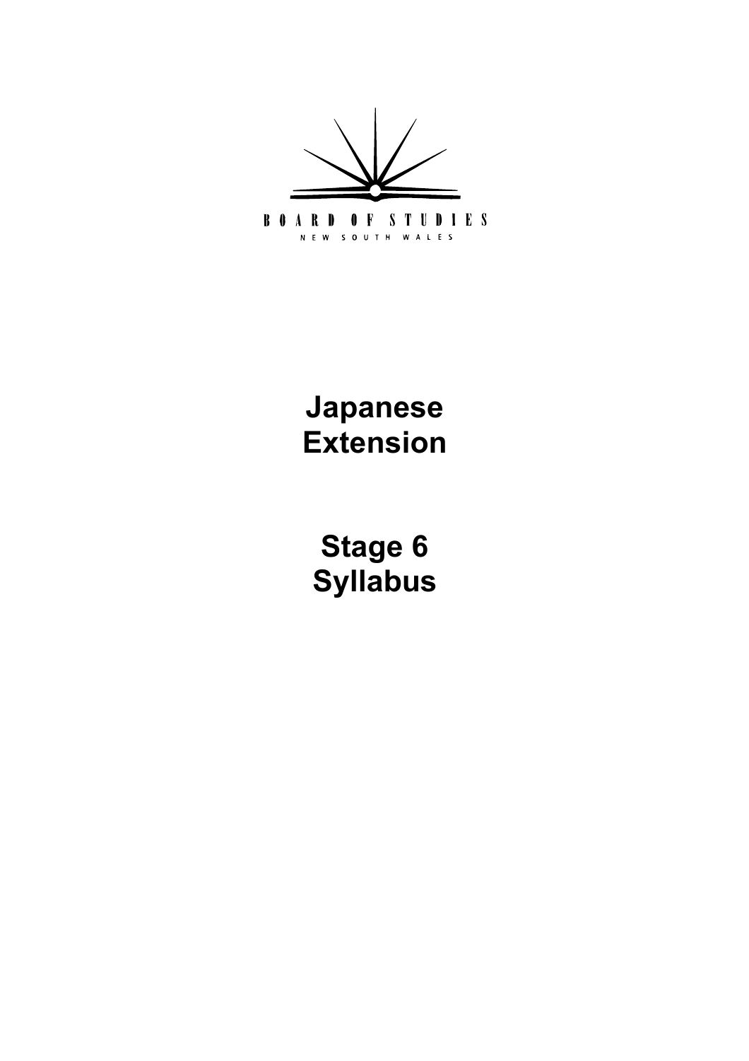BOARD OF STUDIES

NEW SOUTH WALES

# Japanese Extension

# Stage 6 Syllabus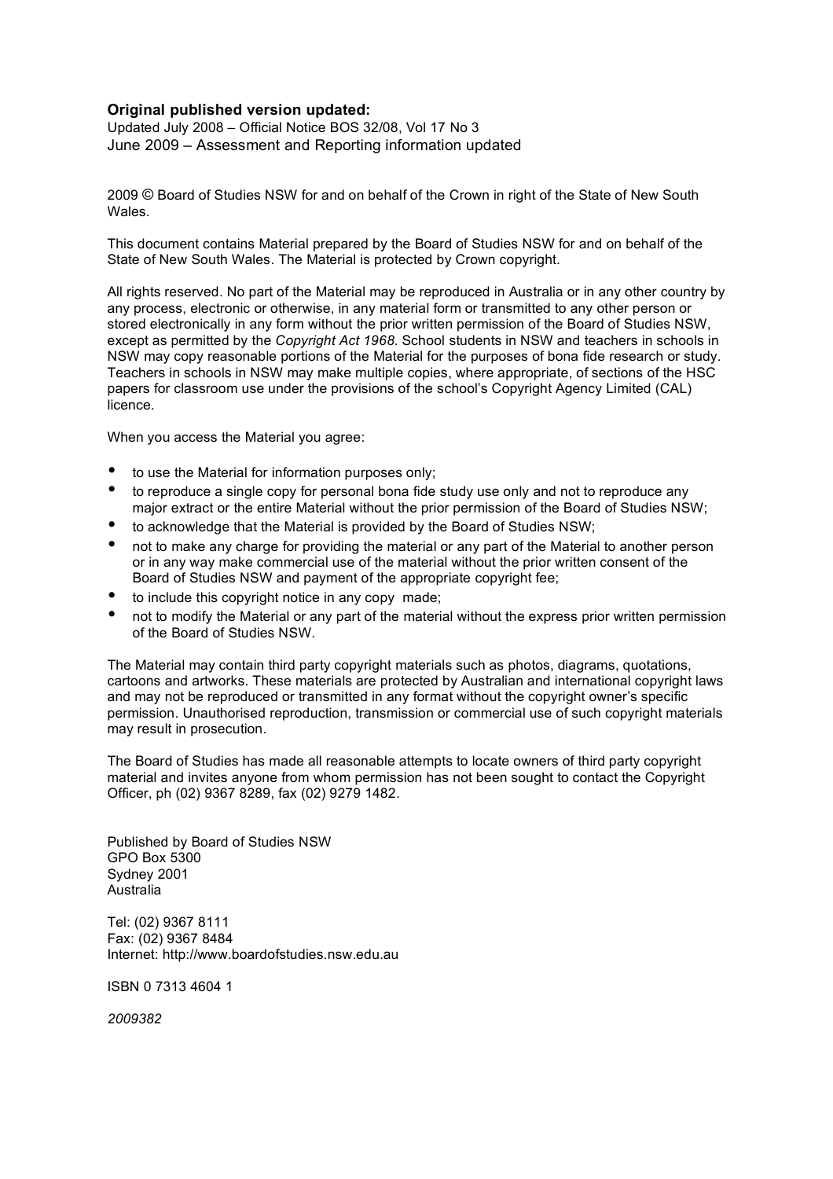**Original published version updated:**

Updated July 2008 – Official Notice BOS 32/08, Vol 17 No 3
June 2009 – Assessment and Reporting information updated

2009 © Board of Studies NSW for and on behalf of the Crown in right of the State of New South Wales.

This document contains Material prepared by the Board of Studies NSW for and on behalf of the State of New South Wales. The Material is protected by Crown copyright.

All rights reserved. No part of the Material may be reproduced in Australia or in any other country by any process, electronic or otherwise, in any material form or transmitted to any other person or stored electronically in any form without the prior written permission of the Board of Studies NSW, except as permitted by the *Copyright Act 1968*. School students in NSW and teachers in schools in NSW may copy reasonable portions of the Material for the purposes of bona fide research or study. Teachers in schools in NSW may make multiple copies, where appropriate, of sections of the HSC papers for classroom use under the provisions of the school's Copyright Agency Limited (CAL) licence.

When you access the Material you agree:

- to use the Material for information purposes only;
- to reproduce a single copy for personal bona fide study use only and not to reproduce any major extract or the entire Material without the prior permission of the Board of Studies NSW;
- to acknowledge that the Material is provided by the Board of Studies NSW;
- not to make any charge for providing the material or any part of the Material to another person or in any way make commercial use of the material without the prior written consent of the Board of Studies NSW and payment of the appropriate copyright fee;
- to include this copyright notice in any copy made;
- not to modify the Material or any part of the material without the express prior written permission of the Board of Studies NSW.

The Material may contain third party copyright materials such as photos, diagrams, quotations, cartoons and artworks. These materials are protected by Australian and international copyright laws and may not be reproduced or transmitted in any format without the copyright owner's specific permission. Unauthorised reproduction, transmission or commercial use of such copyright materials may result in prosecution.

The Board of Studies has made all reasonable attempts to locate owners of third party copyright material and invites anyone from whom permission has not been sought to contact the Copyright Officer, ph (02) 9367 8289, fax (02) 9279 1482.

Published by Board of Studies NSW
GPO Box 5300
Sydney 2001
Australia

Tel: (02) 9367 8111
Fax: (02) 9367 8484
Internet: http://www.boardofstudies.nsw.edu.au

ISBN 0 7313 4604 1

*2009382*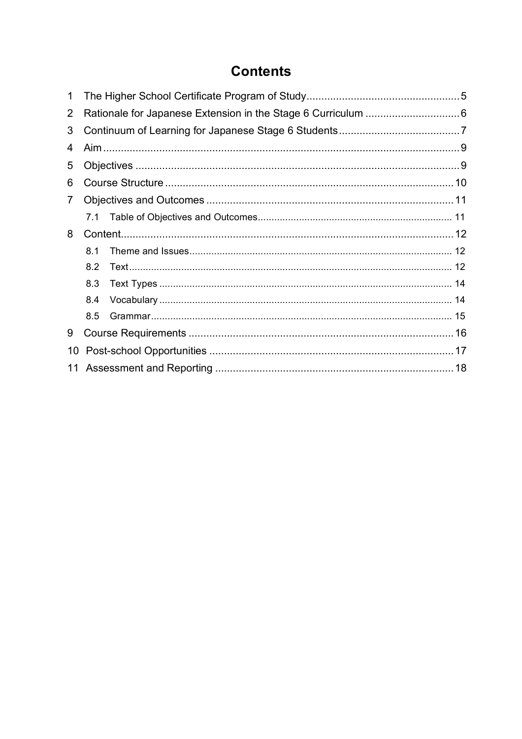# Contents

1 The Higher School Certificate Program of Study .......... 5
2 Rationale for Japanese Extension in the Stage 6 Curriculum .......... 6
3 Continuum of Learning for Japanese Stage 6 Students .......... 7
4 Aim .......... 9
5 Objectives .......... 9
6 Course Structure .......... 10
7 Objectives and Outcomes .......... 11
   7.1 Table of Objectives and Outcomes .......... 11
8 Content .......... 12
   8.1 Theme and Issues .......... 12
   8.2 Text .......... 12
   8.3 Text Types .......... 14
   8.4 Vocabulary .......... 14
   8.5 Grammar .......... 15
9 Course Requirements .......... 16
10 Post-school Opportunities .......... 17
11 Assessment and Reporting .......... 18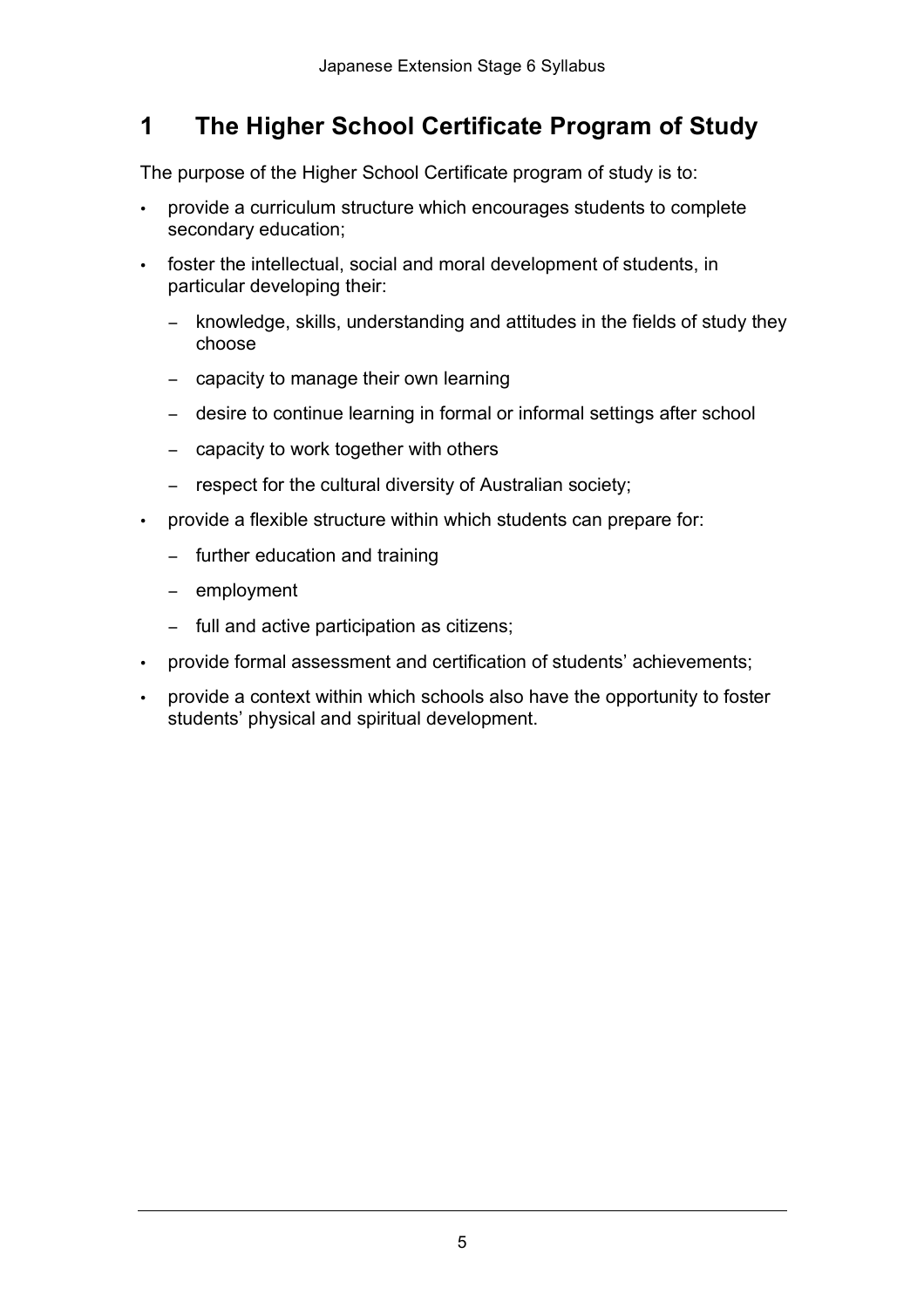# 1 The Higher School Certificate Program of Study

The purpose of the Higher School Certificate program of study is to:

- provide a curriculum structure which encourages students to complete secondary education;
- foster the intellectual, social and moral development of students, in particular developing their:
  - knowledge, skills, understanding and attitudes in the fields of study they choose
  - capacity to manage their own learning
  - desire to continue learning in formal or informal settings after school
  - capacity to work together with others
  - respect for the cultural diversity of Australian society;
- provide a flexible structure within which students can prepare for:
  - further education and training
  - employment
  - full and active participation as citizens;
- provide formal assessment and certification of students' achievements;
- provide a context within which schools also have the opportunity to foster students' physical and spiritual development.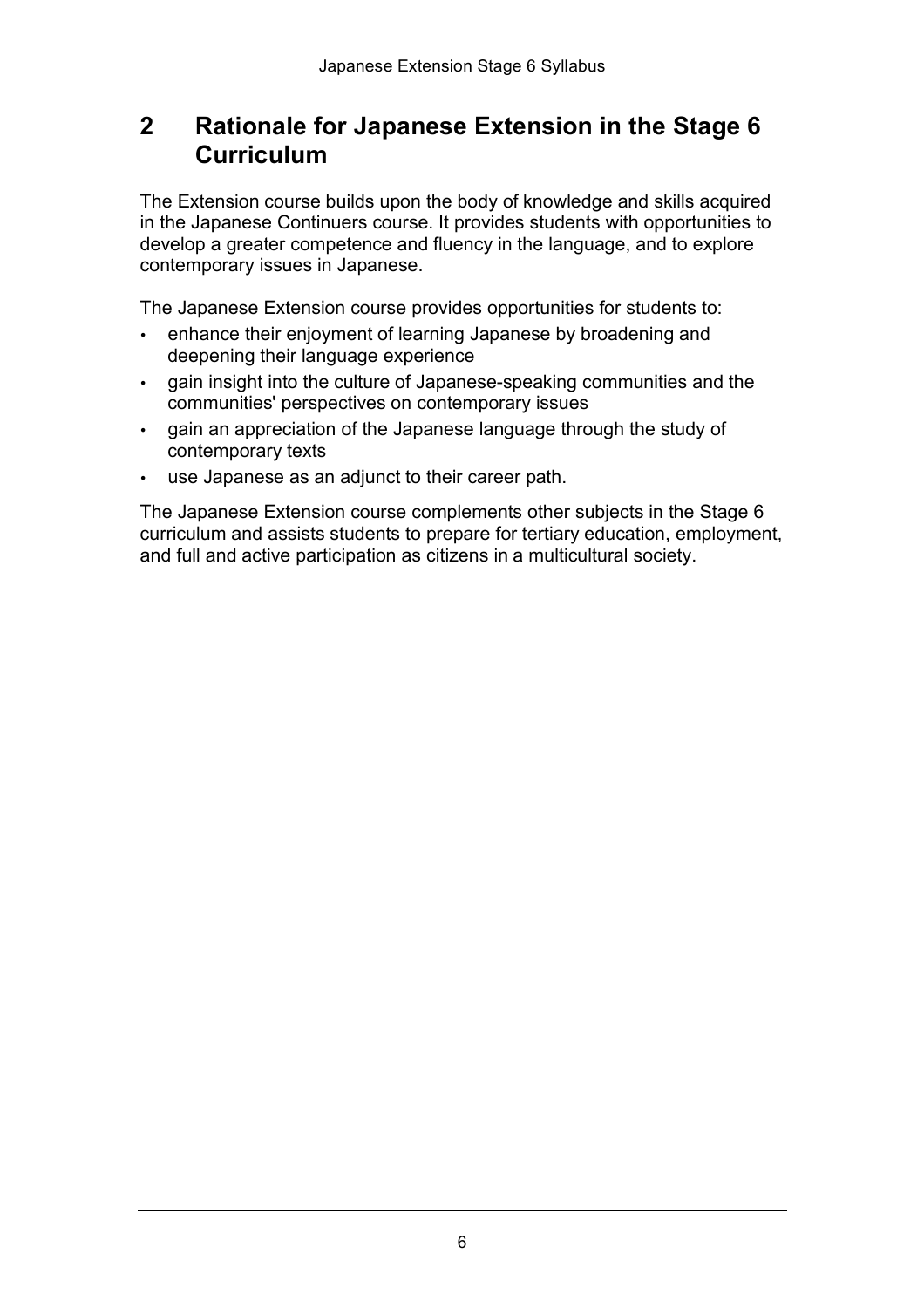## 2 Rationale for Japanese Extension in the Stage 6 Curriculum

The Extension course builds upon the body of knowledge and skills acquired in the Japanese Continuers course. It provides students with opportunities to develop a greater competence and fluency in the language, and to explore contemporary issues in Japanese.

The Japanese Extension course provides opportunities for students to:

- enhance their enjoyment of learning Japanese by broadening and deepening their language experience
- gain insight into the culture of Japanese-speaking communities and the communities' perspectives on contemporary issues
- gain an appreciation of the Japanese language through the study of contemporary texts
- use Japanese as an adjunct to their career path.

The Japanese Extension course complements other subjects in the Stage 6 curriculum and assists students to prepare for tertiary education, employment, and full and active participation as citizens in a multicultural society.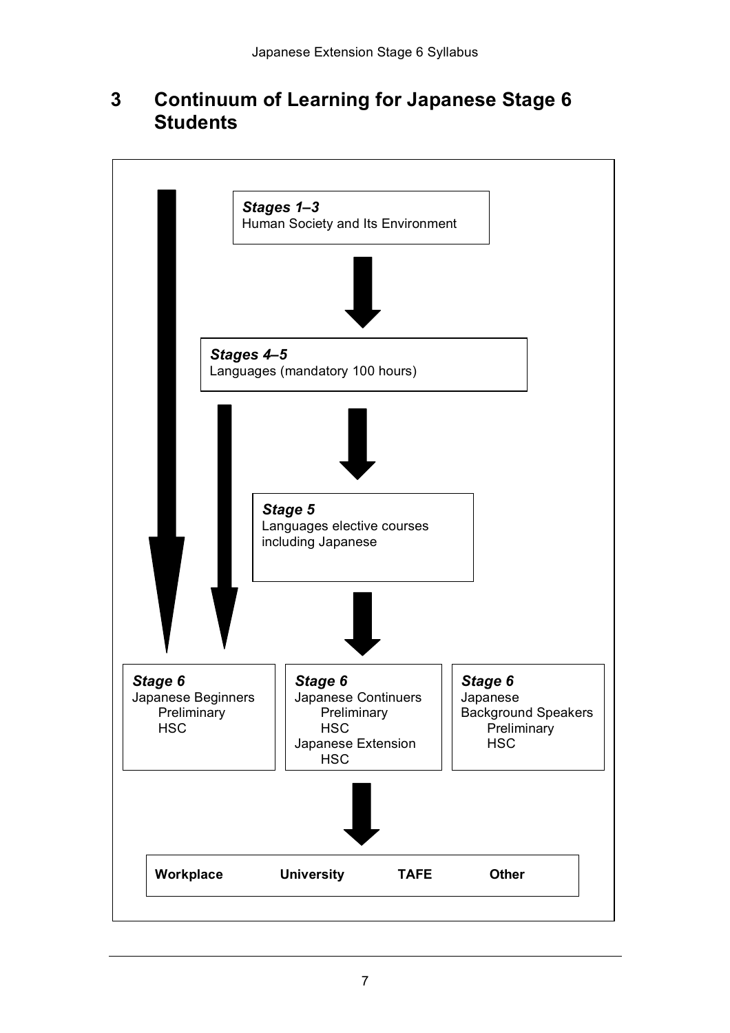# 3 Continuum of Learning for Japanese Stage 6 Students

***Stages 1–3***
Human Society and Its Environment

↓

***Stages 4–5***
Languages (mandatory 100 hours)

↓

***Stage 5***
Languages elective courses including Japanese

↓

| ***Stage 6*** | ***Stage 6*** | ***Stage 6*** |
|---|---|---|
| Japanese Beginners<br>Preliminary<br>HSC | Japanese Continuers<br>Preliminary<br>HSC<br>Japanese Extension<br>HSC | Japanese<br>Background Speakers<br>Preliminary<br>HSC |

↓

**Workplace** **University** **TAFE** **Other**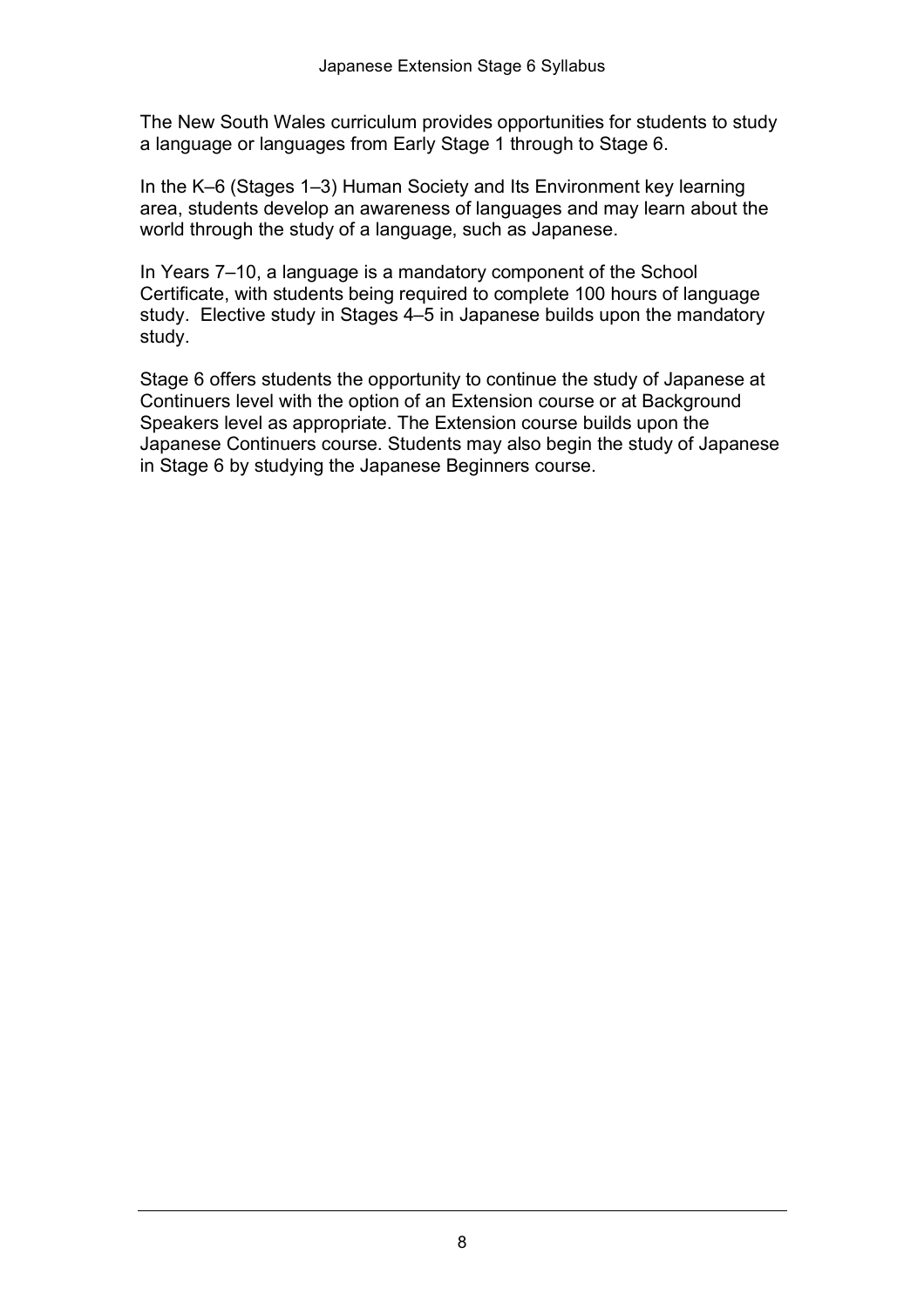The New South Wales curriculum provides opportunities for students to study a language or languages from Early Stage 1 through to Stage 6.

In the K–6 (Stages 1–3) Human Society and Its Environment key learning area, students develop an awareness of languages and may learn about the world through the study of a language, such as Japanese.

In Years 7–10, a language is a mandatory component of the School Certificate, with students being required to complete 100 hours of language study. Elective study in Stages 4–5 in Japanese builds upon the mandatory study.

Stage 6 offers students the opportunity to continue the study of Japanese at Continuers level with the option of an Extension course or at Background Speakers level as appropriate. The Extension course builds upon the Japanese Continuers course. Students may also begin the study of Japanese in Stage 6 by studying the Japanese Beginners course.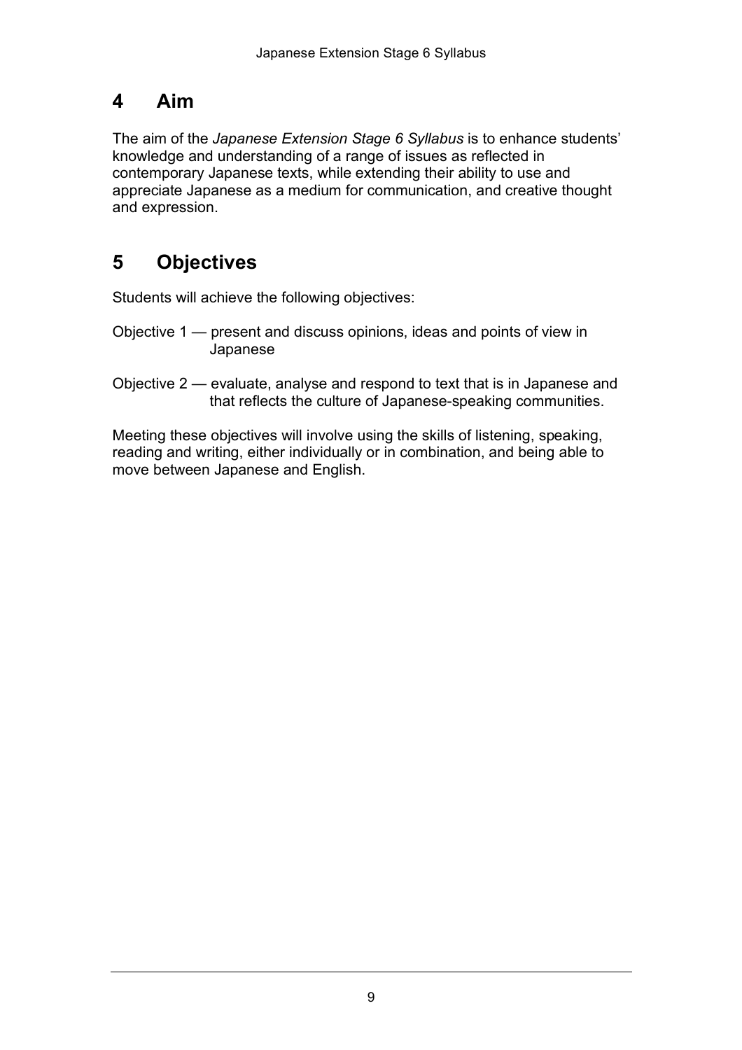## 4 Aim

The aim of the *Japanese Extension Stage 6 Syllabus* is to enhance students' knowledge and understanding of a range of issues as reflected in contemporary Japanese texts, while extending their ability to use and appreciate Japanese as a medium for communication, and creative thought and expression.

## 5 Objectives

Students will achieve the following objectives:

Objective 1 — present and discuss opinions, ideas and points of view in Japanese

Objective 2 — evaluate, analyse and respond to text that is in Japanese and that reflects the culture of Japanese-speaking communities.

Meeting these objectives will involve using the skills of listening, speaking, reading and writing, either individually or in combination, and being able to move between Japanese and English.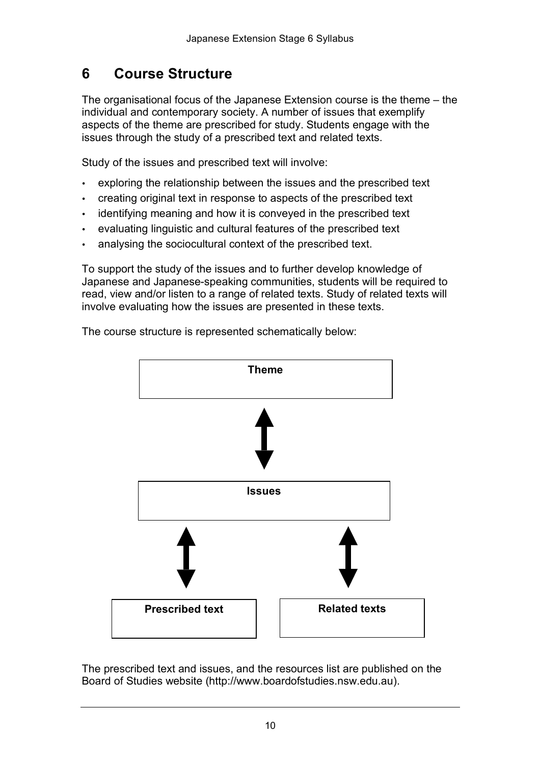## 6 Course Structure

The organisational focus of the Japanese Extension course is the theme – the individual and contemporary society. A number of issues that exemplify aspects of the theme are prescribed for study. Students engage with the issues through the study of a prescribed text and related texts.

Study of the issues and prescribed text will involve:

- exploring the relationship between the issues and the prescribed text
- creating original text in response to aspects of the prescribed text
- identifying meaning and how it is conveyed in the prescribed text
- evaluating linguistic and cultural features of the prescribed text
- analysing the sociocultural context of the prescribed text.

To support the study of the issues and to further develop knowledge of Japanese and Japanese-speaking communities, students will be required to read, view and/or listen to a range of related texts. Study of related texts will involve evaluating how the issues are presented in these texts.

The course structure is represented schematically below:

**Theme**

↕

**Issues**

↕ ↕

**Prescribed text** | **Related texts**

The prescribed text and issues, and the resources list are published on the Board of Studies website (http://www.boardofstudies.nsw.edu.au).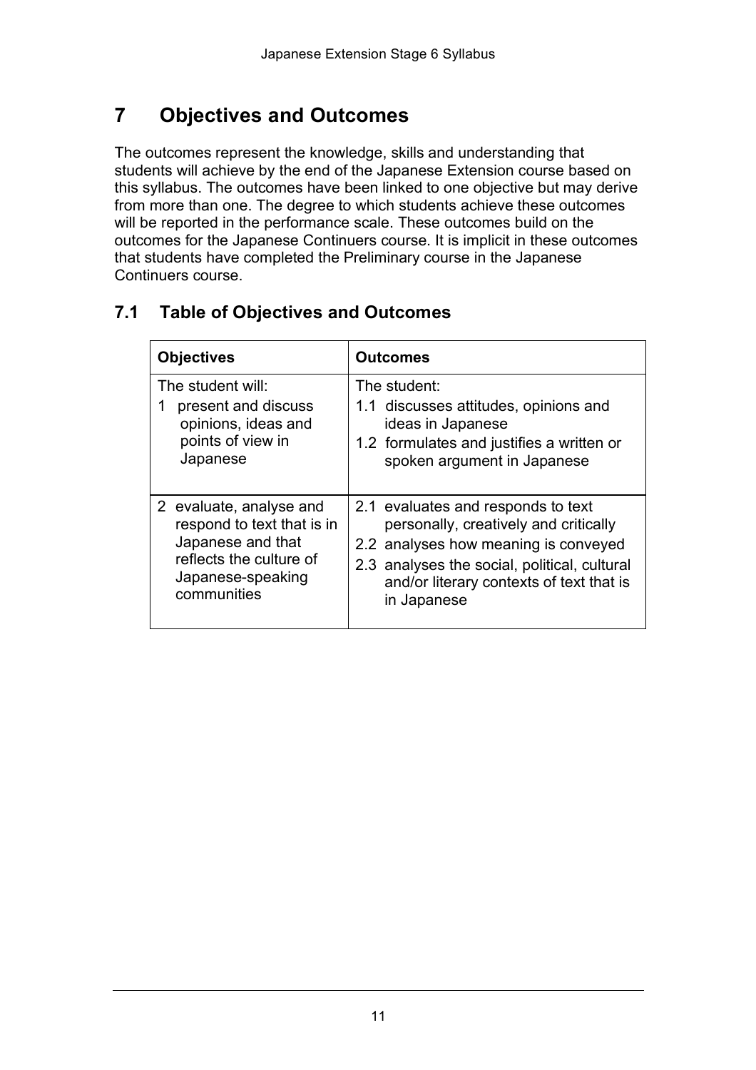# 7 Objectives and Outcomes

The outcomes represent the knowledge, skills and understanding that students will achieve by the end of the Japanese Extension course based on this syllabus. The outcomes have been linked to one objective but may derive from more than one. The degree to which students achieve these outcomes will be reported in the performance scale. These outcomes build on the outcomes for the Japanese Continuers course. It is implicit in these outcomes that students have completed the Preliminary course in the Japanese Continuers course.

## 7.1 Table of Objectives and Outcomes

| Objectives | Outcomes |
|---|---|
| The student will:<br>1 present and discuss opinions, ideas and points of view in Japanese | The student:<br>1.1 discusses attitudes, opinions and ideas in Japanese<br>1.2 formulates and justifies a written or spoken argument in Japanese |
| 2 evaluate, analyse and respond to text that is in Japanese and that reflects the culture of Japanese-speaking communities | 2.1 evaluates and responds to text personally, creatively and critically<br>2.2 analyses how meaning is conveyed<br>2.3 analyses the social, political, cultural and/or literary contexts of text that is in Japanese |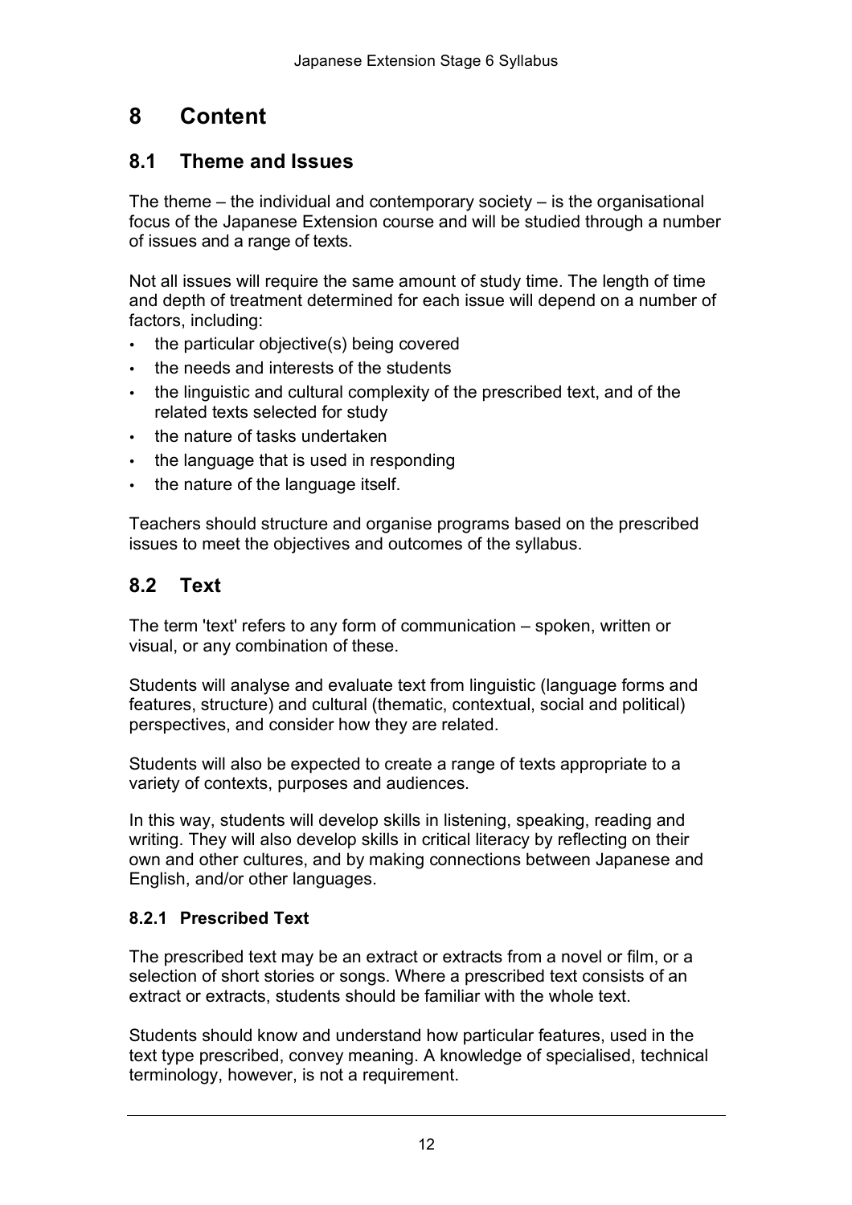# 8 Content

## 8.1 Theme and Issues

The theme – the individual and contemporary society – is the organisational focus of the Japanese Extension course and will be studied through a number of issues and a range of texts.

Not all issues will require the same amount of study time. The length of time and depth of treatment determined for each issue will depend on a number of factors, including:

- the particular objective(s) being covered
- the needs and interests of the students
- the linguistic and cultural complexity of the prescribed text, and of the related texts selected for study
- the nature of tasks undertaken
- the language that is used in responding
- the nature of the language itself.

Teachers should structure and organise programs based on the prescribed issues to meet the objectives and outcomes of the syllabus.

## 8.2 Text

The term 'text' refers to any form of communication – spoken, written or visual, or any combination of these.

Students will analyse and evaluate text from linguistic (language forms and features, structure) and cultural (thematic, contextual, social and political) perspectives, and consider how they are related.

Students will also be expected to create a range of texts appropriate to a variety of contexts, purposes and audiences.

In this way, students will develop skills in listening, speaking, reading and writing. They will also develop skills in critical literacy by reflecting on their own and other cultures, and by making connections between Japanese and English, and/or other languages.

### 8.2.1 Prescribed Text

The prescribed text may be an extract or extracts from a novel or film, or a selection of short stories or songs. Where a prescribed text consists of an extract or extracts, students should be familiar with the whole text.

Students should know and understand how particular features, used in the text type prescribed, convey meaning. A knowledge of specialised, technical terminology, however, is not a requirement.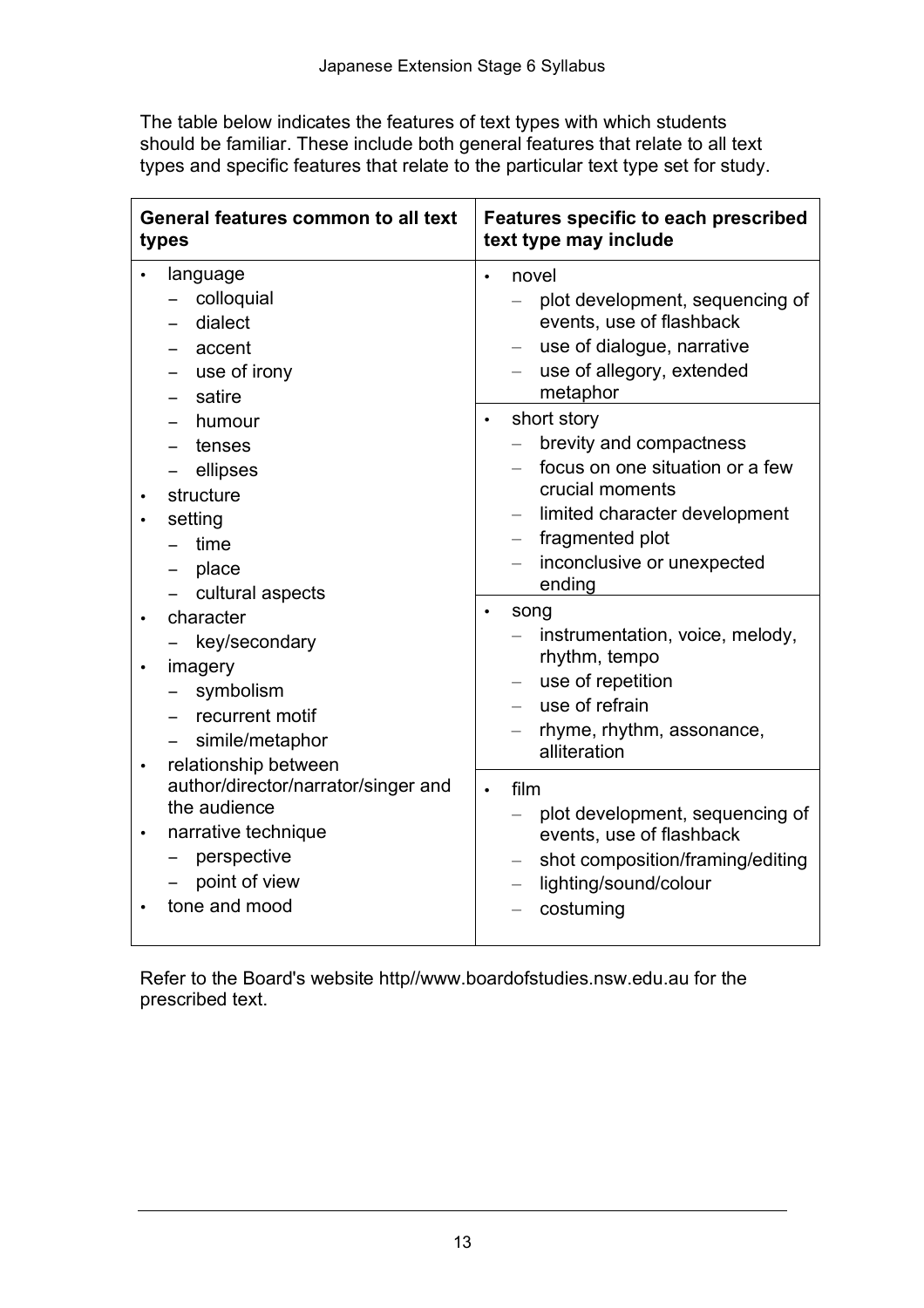The table below indicates the features of text types with which students should be familiar. These include both general features that relate to all text types and specific features that relate to the particular text type set for study.

| General features common to all text types | Features specific to each prescribed text type may include |
|---|---|
| • language<br>– colloquial<br>– dialect<br>– accent<br>– use of irony<br>– satire<br>– humour<br>– tenses<br>– ellipses<br>• structure<br>• setting<br>– time<br>– place<br>– cultural aspects<br>• character<br>– key/secondary<br>• imagery<br>– symbolism<br>– recurrent motif<br>– simile/metaphor<br>• relationship between author/director/narrator/singer and the audience<br>• narrative technique<br>– perspective<br>– point of view<br>• tone and mood | • novel<br>– plot development, sequencing of events, use of flashback<br>– use of dialogue, narrative<br>– use of allegory, extended metaphor<br>• short story<br>– brevity and compactness<br>– focus on one situation or a few crucial moments<br>– limited character development<br>– fragmented plot<br>– inconclusive or unexpected ending<br>• song<br>– instrumentation, voice, melody, rhythm, tempo<br>– use of repetition<br>– use of refrain<br>– rhyme, rhythm, assonance, alliteration<br>• film<br>– plot development, sequencing of events, use of flashback<br>– shot composition/framing/editing<br>– lighting/sound/colour<br>– costuming |

Refer to the Board's website http//www.boardofstudies.nsw.edu.au for the prescribed text.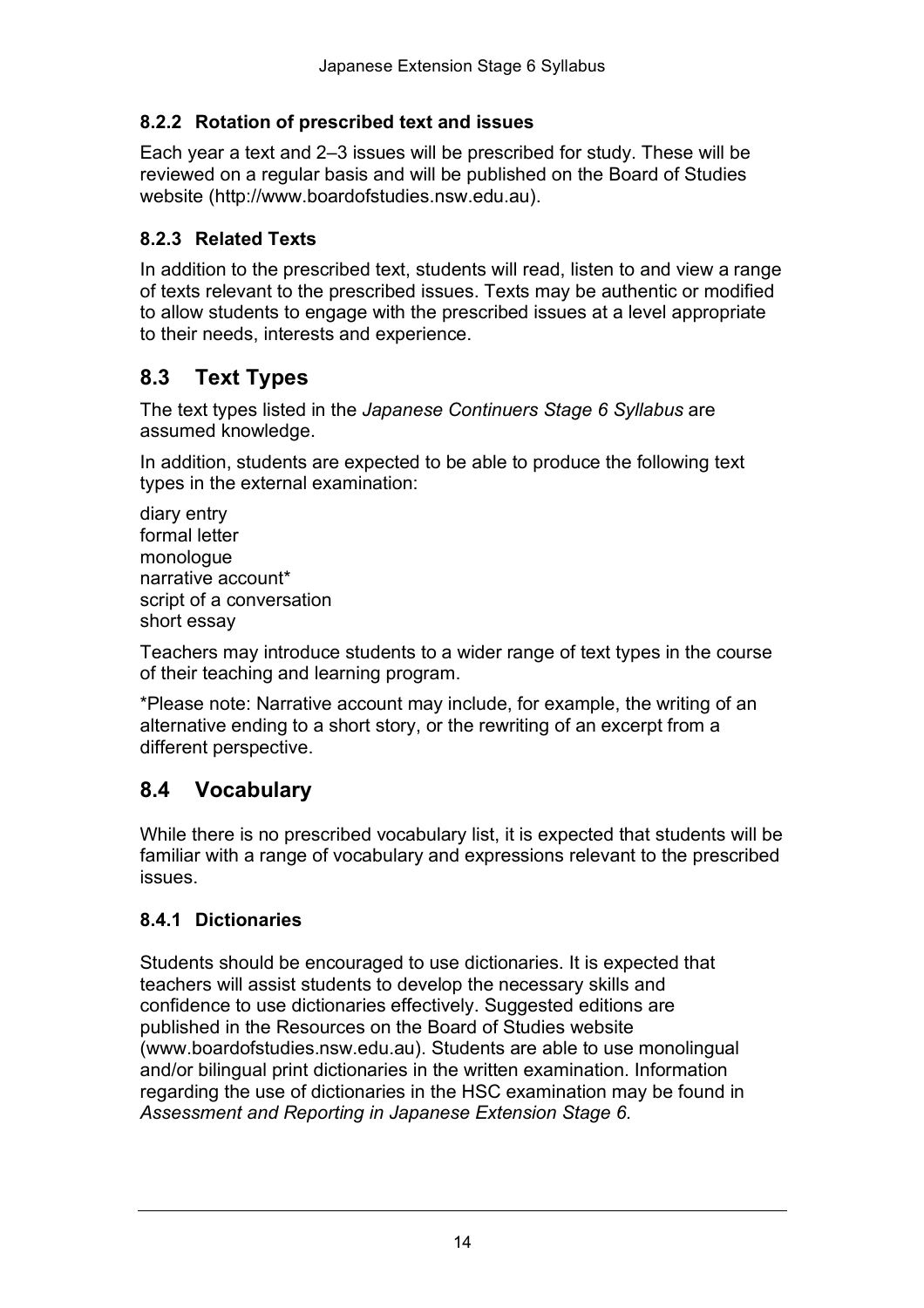### 8.2.2 Rotation of prescribed text and issues

Each year a text and 2–3 issues will be prescribed for study. These will be reviewed on a regular basis and will be published on the Board of Studies website (http://www.boardofstudies.nsw.edu.au).

### 8.2.3 Related Texts

In addition to the prescribed text, students will read, listen to and view a range of texts relevant to the prescribed issues. Texts may be authentic or modified to allow students to engage with the prescribed issues at a level appropriate to their needs, interests and experience.

## 8.3 Text Types

The text types listed in the *Japanese Continuers Stage 6 Syllabus* are assumed knowledge.

In addition, students are expected to be able to produce the following text types in the external examination:

diary entry
formal letter
monologue
narrative account*
script of a conversation
short essay

Teachers may introduce students to a wider range of text types in the course of their teaching and learning program.

*Please note: Narrative account may include, for example, the writing of an alternative ending to a short story, or the rewriting of an excerpt from a different perspective.

## 8.4 Vocabulary

While there is no prescribed vocabulary list, it is expected that students will be familiar with a range of vocabulary and expressions relevant to the prescribed issues.

### 8.4.1 Dictionaries

Students should be encouraged to use dictionaries. It is expected that teachers will assist students to develop the necessary skills and confidence to use dictionaries effectively. Suggested editions are published in the Resources on the Board of Studies website (www.boardofstudies.nsw.edu.au). Students are able to use monolingual and/or bilingual print dictionaries in the written examination. Information regarding the use of dictionaries in the HSC examination may be found in *Assessment and Reporting in Japanese Extension Stage 6.*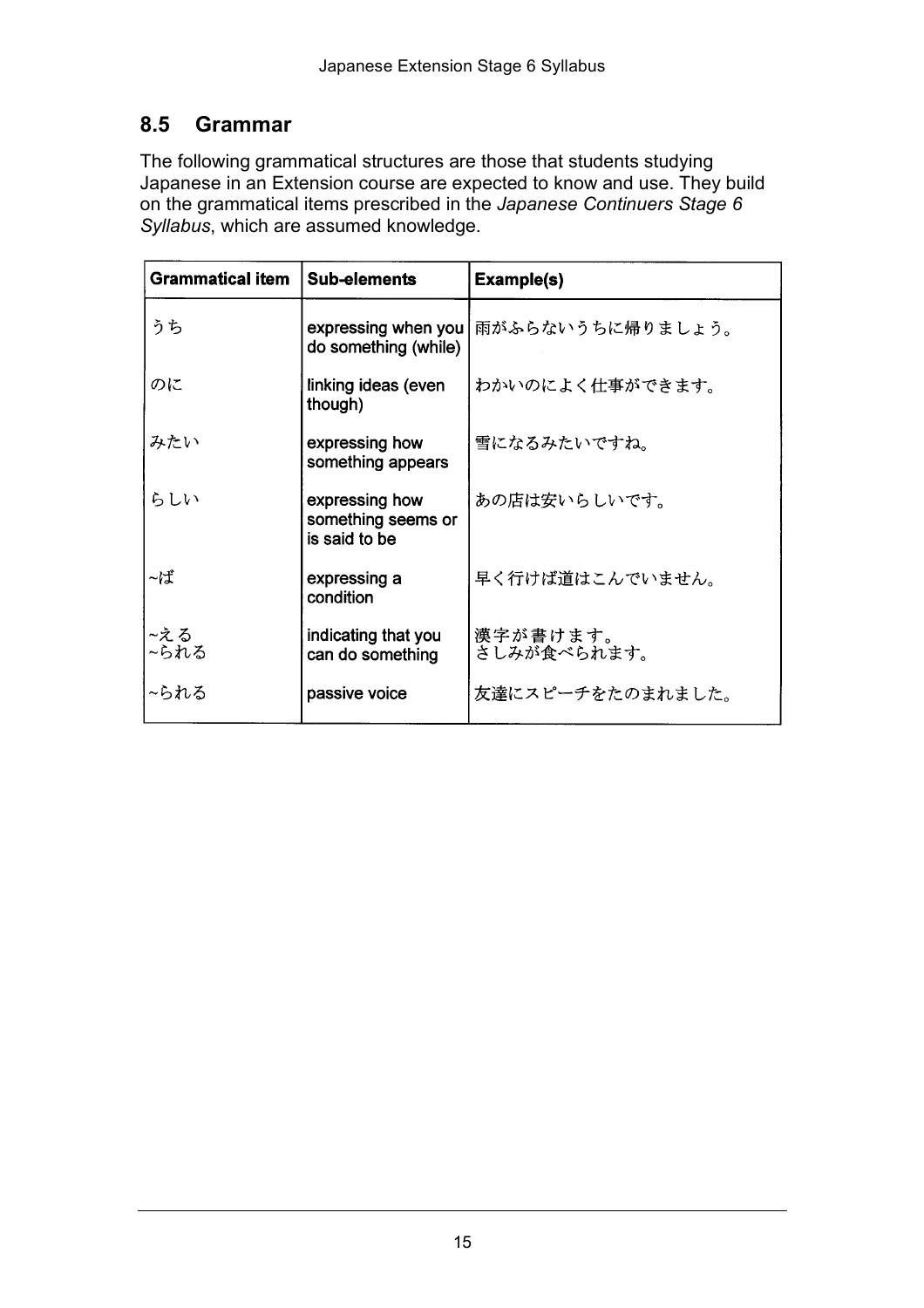## 8.5 Grammar

The following grammatical structures are those that students studying Japanese in an Extension course are expected to know and use. They build on the grammatical items prescribed in the *Japanese Continuers Stage 6 Syllabus*, which are assumed knowledge.

| Grammatical item | Sub-elements | Example(s) |
| --- | --- | --- |
| うち | expressing when you do something (while) | 雨がふらないうちに帰りましょう。 |
| のに | linking ideas (even though) | わかいのによく仕事ができます。 |
| みたい | expressing how something appears | 雪になるみたいですね。 |
| らしい | expressing how something seems or is said to be | あの店は安いらしいです。 |
| ~ば | expressing a condition | 早く行けば道はこんでいません。 |
| ~える<br>~られる | indicating that you can do something | 漢字が書けます。<br>さしみが食べられます。 |
| ~られる | passive voice | 友達にスピーチをたのまれました。 |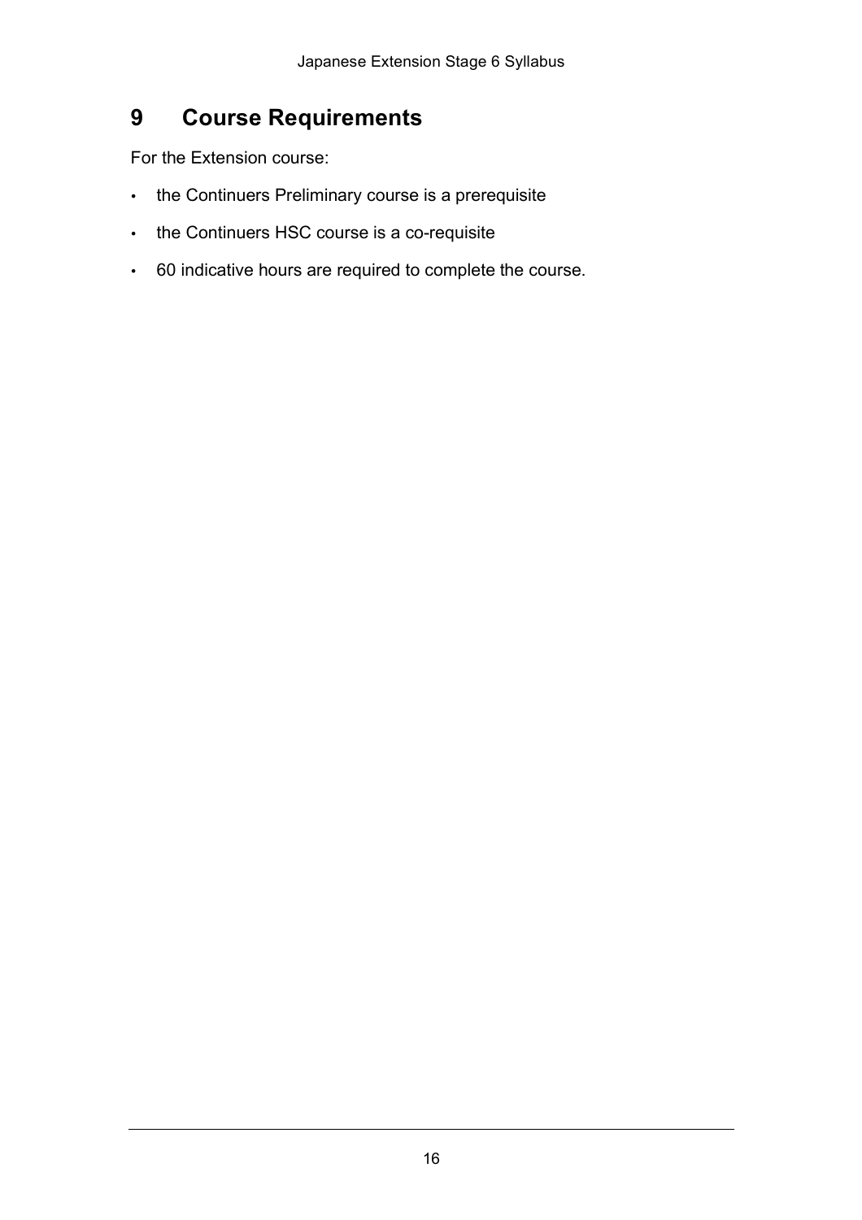# 9 Course Requirements

For the Extension course:

- the Continuers Preliminary course is a prerequisite
- the Continuers HSC course is a co-requisite
- 60 indicative hours are required to complete the course.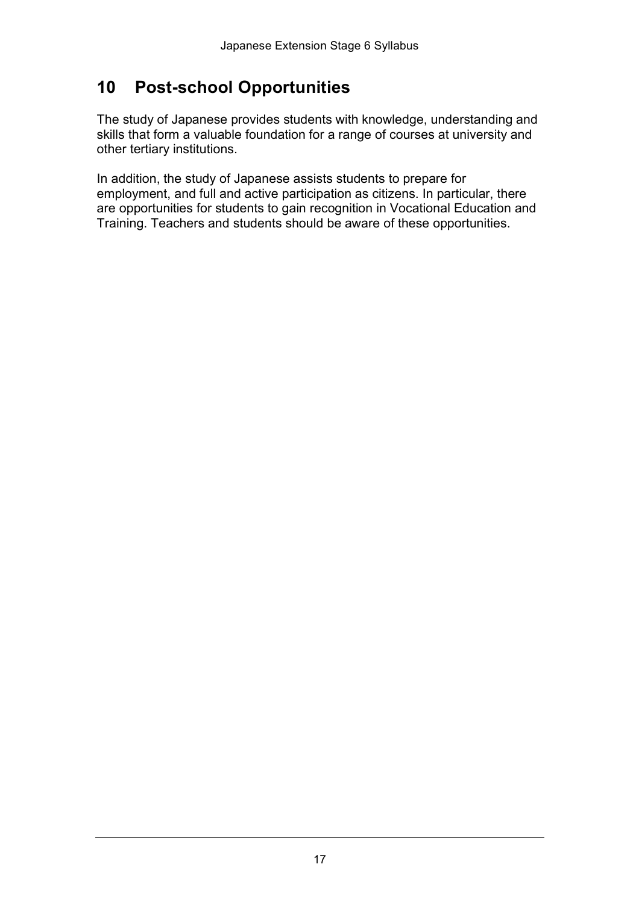## 10 Post-school Opportunities

The study of Japanese provides students with knowledge, understanding and skills that form a valuable foundation for a range of courses at university and other tertiary institutions.

In addition, the study of Japanese assists students to prepare for employment, and full and active participation as citizens. In particular, there are opportunities for students to gain recognition in Vocational Education and Training. Teachers and students should be aware of these opportunities.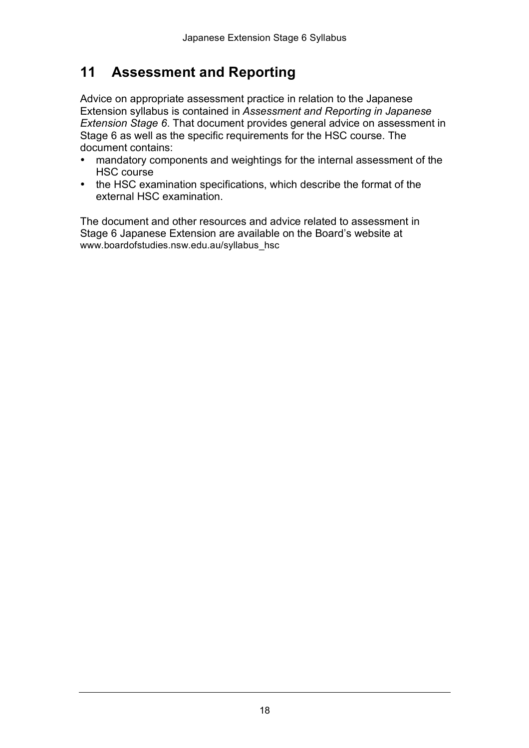## 11 Assessment and Reporting

Advice on appropriate assessment practice in relation to the Japanese Extension syllabus is contained in *Assessment and Reporting in Japanese Extension Stage 6*. That document provides general advice on assessment in Stage 6 as well as the specific requirements for the HSC course. The document contains:

- mandatory components and weightings for the internal assessment of the HSC course
- the HSC examination specifications, which describe the format of the external HSC examination.

The document and other resources and advice related to assessment in Stage 6 Japanese Extension are available on the Board's website at www.boardofstudies.nsw.edu.au/syllabus_hsc